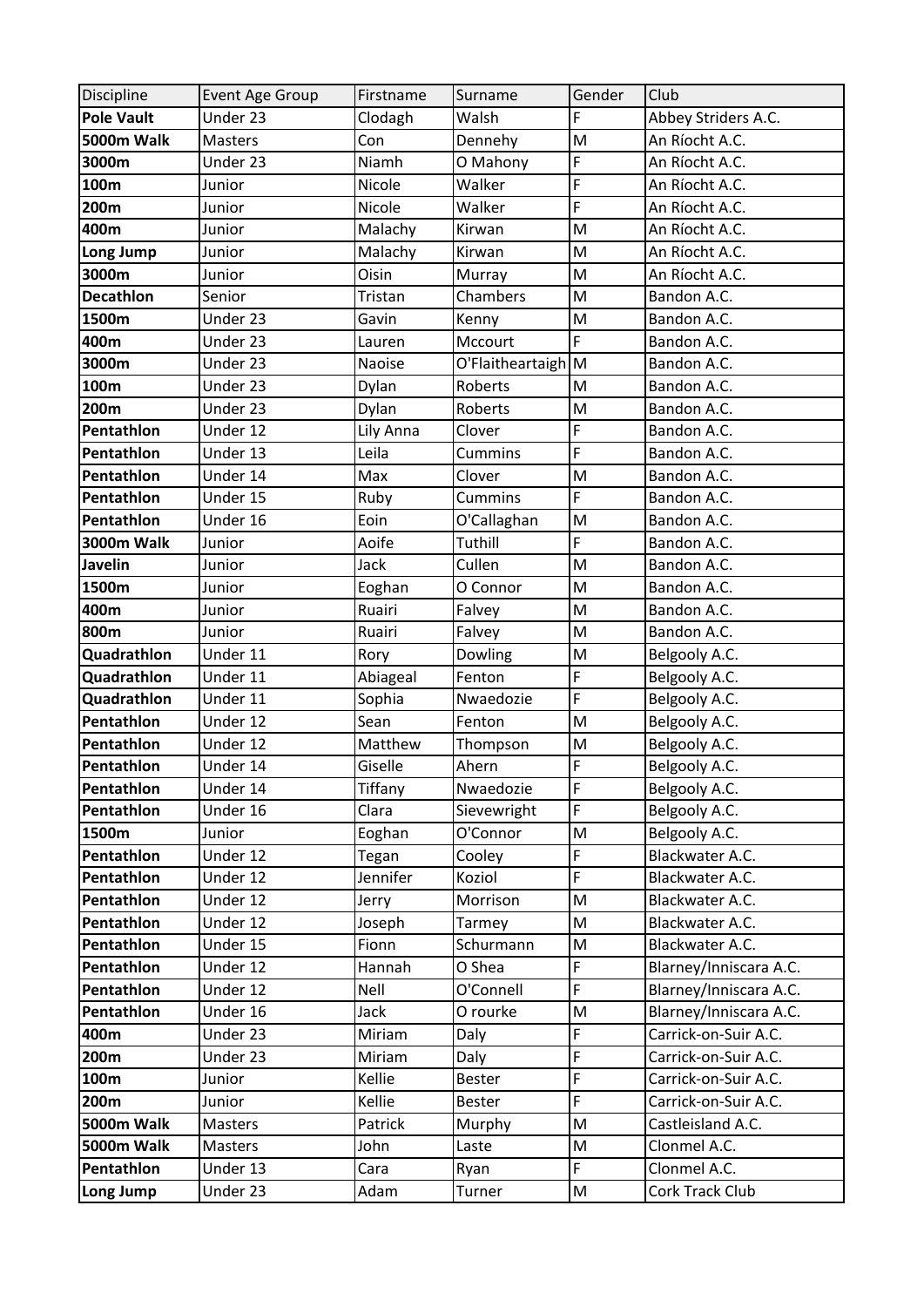| Discipline | Event Age Group | Firstname | Surname | Gender | Club |
|---|---|---|---|---|---|
| **Pole Vault** | Under 23 | Clodagh | Walsh | F | Abbey Striders A.C. |
| **5000m Walk** | Masters | Con | Dennehy | M | An Ríocht A.C. |
| **3000m** | Under 23 | Niamh | O Mahony | F | An Ríocht A.C. |
| **100m** | Junior | Nicole | Walker | F | An Ríocht A.C. |
| **200m** | Junior | Nicole | Walker | F | An Ríocht A.C. |
| **400m** | Junior | Malachy | Kirwan | M | An Ríocht A.C. |
| **Long Jump** | Junior | Malachy | Kirwan | M | An Ríocht A.C. |
| **3000m** | Junior | Oisin | Murray | M | An Ríocht A.C. |
| **Decathlon** | Senior | Tristan | Chambers | M | Bandon A.C. |
| **1500m** | Under 23 | Gavin | Kenny | M | Bandon A.C. |
| **400m** | Under 23 | Lauren | Mccourt | F | Bandon A.C. |
| **3000m** | Under 23 | Naoise | O'Flaitheartaigh | M | Bandon A.C. |
| **100m** | Under 23 | Dylan | Roberts | M | Bandon A.C. |
| **200m** | Under 23 | Dylan | Roberts | M | Bandon A.C. |
| **Pentathlon** | Under 12 | Lily Anna | Clover | F | Bandon A.C. |
| **Pentathlon** | Under 13 | Leila | Cummins | F | Bandon A.C. |
| **Pentathlon** | Under 14 | Max | Clover | M | Bandon A.C. |
| **Pentathlon** | Under 15 | Ruby | Cummins | F | Bandon A.C. |
| **Pentathlon** | Under 16 | Eoin | O'Callaghan | M | Bandon A.C. |
| **3000m Walk** | Junior | Aoife | Tuthill | F | Bandon A.C. |
| **Javelin** | Junior | Jack | Cullen | M | Bandon A.C. |
| **1500m** | Junior | Eoghan | O Connor | M | Bandon A.C. |
| **400m** | Junior | Ruairi | Falvey | M | Bandon A.C. |
| **800m** | Junior | Ruairi | Falvey | M | Bandon A.C. |
| **Quadrathlon** | Under 11 | Rory | Dowling | M | Belgooly A.C. |
| **Quadrathlon** | Under 11 | Abiageal | Fenton | F | Belgooly A.C. |
| **Quadrathlon** | Under 11 | Sophia | Nwaedozie | F | Belgooly A.C. |
| **Pentathlon** | Under 12 | Sean | Fenton | M | Belgooly A.C. |
| **Pentathlon** | Under 12 | Matthew | Thompson | M | Belgooly A.C. |
| **Pentathlon** | Under 14 | Giselle | Ahern | F | Belgooly A.C. |
| **Pentathlon** | Under 14 | Tiffany | Nwaedozie | F | Belgooly A.C. |
| **Pentathlon** | Under 16 | Clara | Sievewright | F | Belgooly A.C. |
| **1500m** | Junior | Eoghan | O'Connor | M | Belgooly A.C. |
| **Pentathlon** | Under 12 | Tegan | Cooley | F | Blackwater A.C. |
| **Pentathlon** | Under 12 | Jennifer | Koziol | F | Blackwater A.C. |
| **Pentathlon** | Under 12 | Jerry | Morrison | M | Blackwater A.C. |
| **Pentathlon** | Under 12 | Joseph | Tarmey | M | Blackwater A.C. |
| **Pentathlon** | Under 15 | Fionn | Schurmann | M | Blackwater A.C. |
| **Pentathlon** | Under 12 | Hannah | O Shea | F | Blarney/Inniscara A.C. |
| **Pentathlon** | Under 12 | Nell | O'Connell | F | Blarney/Inniscara A.C. |
| **Pentathlon** | Under 16 | Jack | O rourke | M | Blarney/Inniscara A.C. |
| **400m** | Under 23 | Miriam | Daly | F | Carrick-on-Suir A.C. |
| **200m** | Under 23 | Miriam | Daly | F | Carrick-on-Suir A.C. |
| **100m** | Junior | Kellie | Bester | F | Carrick-on-Suir A.C. |
| **200m** | Junior | Kellie | Bester | F | Carrick-on-Suir A.C. |
| **5000m Walk** | Masters | Patrick | Murphy | M | Castleisland A.C. |
| **5000m Walk** | Masters | John | Laste | M | Clonmel A.C. |
| **Pentathlon** | Under 13 | Cara | Ryan | F | Clonmel A.C. |
| **Long Jump** | Under 23 | Adam | Turner | M | Cork Track Club |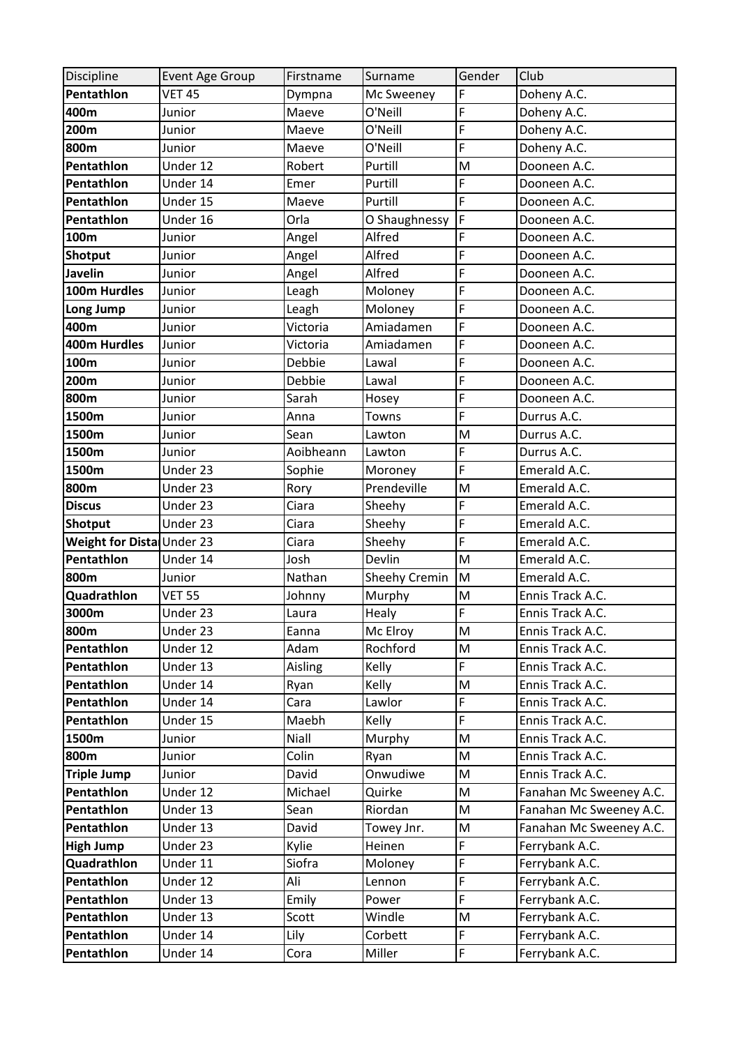| Discipline | Event Age Group | Firstname | Surname | Gender | Club |
|---|---|---|---|---|---|
| **Pentathlon** | VET 45 | Dympna | Mc Sweeney | F | Doheny A.C. |
| **400m** | Junior | Maeve | O'Neill | F | Doheny A.C. |
| **200m** | Junior | Maeve | O'Neill | F | Doheny A.C. |
| **800m** | Junior | Maeve | O'Neill | F | Doheny A.C. |
| **Pentathlon** | Under 12 | Robert | Purtill | M | Dooneen A.C. |
| **Pentathlon** | Under 14 | Emer | Purtill | F | Dooneen A.C. |
| **Pentathlon** | Under 15 | Maeve | Purtill | F | Dooneen A.C. |
| **Pentathlon** | Under 16 | Orla | O Shaughnessy | F | Dooneen A.C. |
| **100m** | Junior | Angel | Alfred | F | Dooneen A.C. |
| **Shotput** | Junior | Angel | Alfred | F | Dooneen A.C. |
| **Javelin** | Junior | Angel | Alfred | F | Dooneen A.C. |
| **100m Hurdles** | Junior | Leagh | Moloney | F | Dooneen A.C. |
| **Long Jump** | Junior | Leagh | Moloney | F | Dooneen A.C. |
| **400m** | Junior | Victoria | Amiadamen | F | Dooneen A.C. |
| **400m Hurdles** | Junior | Victoria | Amiadamen | F | Dooneen A.C. |
| **100m** | Junior | Debbie | Lawal | F | Dooneen A.C. |
| **200m** | Junior | Debbie | Lawal | F | Dooneen A.C. |
| **800m** | Junior | Sarah | Hosey | F | Dooneen A.C. |
| **1500m** | Junior | Anna | Towns | F | Durrus A.C. |
| **1500m** | Junior | Sean | Lawton | M | Durrus A.C. |
| **1500m** | Junior | Aoibheann | Lawton | F | Durrus A.C. |
| **1500m** | Under 23 | Sophie | Moroney | F | Emerald A.C. |
| **800m** | Under 23 | Rory | Prendeville | M | Emerald A.C. |
| **Discus** | Under 23 | Ciara | Sheehy | F | Emerald A.C. |
| **Shotput** | Under 23 | Ciara | Sheehy | F | Emerald A.C. |
| **Weight for Dista** | Under 23 | Ciara | Sheehy | F | Emerald A.C. |
| **Pentathlon** | Under 14 | Josh | Devlin | M | Emerald A.C. |
| **800m** | Junior | Nathan | Sheehy Cremin | M | Emerald A.C. |
| **Quadrathlon** | VET 55 | Johnny | Murphy | M | Ennis Track A.C. |
| **3000m** | Under 23 | Laura | Healy | F | Ennis Track A.C. |
| **800m** | Under 23 | Eanna | Mc Elroy | M | Ennis Track A.C. |
| **Pentathlon** | Under 12 | Adam | Rochford | M | Ennis Track A.C. |
| **Pentathlon** | Under 13 | Aisling | Kelly | F | Ennis Track A.C. |
| **Pentathlon** | Under 14 | Ryan | Kelly | M | Ennis Track A.C. |
| **Pentathlon** | Under 14 | Cara | Lawlor | F | Ennis Track A.C. |
| **Pentathlon** | Under 15 | Maebh | Kelly | F | Ennis Track A.C. |
| **1500m** | Junior | Niall | Murphy | M | Ennis Track A.C. |
| **800m** | Junior | Colin | Ryan | M | Ennis Track A.C. |
| **Triple Jump** | Junior | David | Onwudiwe | M | Ennis Track A.C. |
| **Pentathlon** | Under 12 | Michael | Quirke | M | Fanahan Mc Sweeney A.C. |
| **Pentathlon** | Under 13 | Sean | Riordan | M | Fanahan Mc Sweeney A.C. |
| **Pentathlon** | Under 13 | David | Towey Jnr. | M | Fanahan Mc Sweeney A.C. |
| **High Jump** | Under 23 | Kylie | Heinen | F | Ferrybank A.C. |
| **Quadrathlon** | Under 11 | Siofra | Moloney | F | Ferrybank A.C. |
| **Pentathlon** | Under 12 | Ali | Lennon | F | Ferrybank A.C. |
| **Pentathlon** | Under 13 | Emily | Power | F | Ferrybank A.C. |
| **Pentathlon** | Under 13 | Scott | Windle | M | Ferrybank A.C. |
| **Pentathlon** | Under 14 | Lily | Corbett | F | Ferrybank A.C. |
| **Pentathlon** | Under 14 | Cora | Miller | F | Ferrybank A.C. |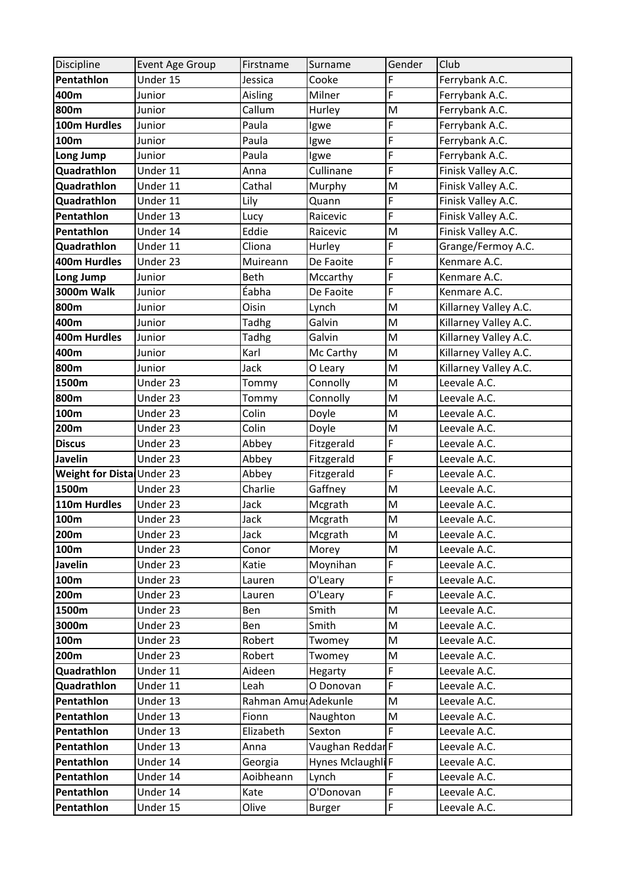| Discipline | Event Age Group | Firstname | Surname | Gender | Club |
| --- | --- | --- | --- | --- | --- |
| **Pentathlon** | Under 15 | Jessica | Cooke | F | Ferrybank A.C. |
| **400m** | Junior | Aisling | Milner | F | Ferrybank A.C. |
| **800m** | Junior | Callum | Hurley | M | Ferrybank A.C. |
| **100m Hurdles** | Junior | Paula | Igwe | F | Ferrybank A.C. |
| **100m** | Junior | Paula | Igwe | F | Ferrybank A.C. |
| **Long Jump** | Junior | Paula | Igwe | F | Ferrybank A.C. |
| **Quadrathlon** | Under 11 | Anna | Cullinane | F | Finisk Valley A.C. |
| **Quadrathlon** | Under 11 | Cathal | Murphy | M | Finisk Valley A.C. |
| **Quadrathlon** | Under 11 | Lily | Quann | F | Finisk Valley A.C. |
| **Pentathlon** | Under 13 | Lucy | Raicevic | F | Finisk Valley A.C. |
| **Pentathlon** | Under 14 | Eddie | Raicevic | M | Finisk Valley A.C. |
| **Quadrathlon** | Under 11 | Cliona | Hurley | F | Grange/Fermoy A.C. |
| **400m Hurdles** | Under 23 | Muireann | De Faoite | F | Kenmare A.C. |
| **Long Jump** | Junior | Beth | Mccarthy | F | Kenmare A.C. |
| **3000m Walk** | Junior | Éabha | De Faoite | F | Kenmare A.C. |
| **800m** | Junior | Oisin | Lynch | M | Killarney Valley A.C. |
| **400m** | Junior | Tadhg | Galvin | M | Killarney Valley A.C. |
| **400m Hurdles** | Junior | Tadhg | Galvin | M | Killarney Valley A.C. |
| **400m** | Junior | Karl | Mc Carthy | M | Killarney Valley A.C. |
| **800m** | Junior | Jack | O Leary | M | Killarney Valley A.C. |
| **1500m** | Under 23 | Tommy | Connolly | M | Leevale A.C. |
| **800m** | Under 23 | Tommy | Connolly | M | Leevale A.C. |
| **100m** | Under 23 | Colin | Doyle | M | Leevale A.C. |
| **200m** | Under 23 | Colin | Doyle | M | Leevale A.C. |
| **Discus** | Under 23 | Abbey | Fitzgerald | F | Leevale A.C. |
| **Javelin** | Under 23 | Abbey | Fitzgerald | F | Leevale A.C. |
| **Weight for Dista** | Under 23 | Abbey | Fitzgerald | F | Leevale A.C. |
| **1500m** | Under 23 | Charlie | Gaffney | M | Leevale A.C. |
| **110m Hurdles** | Under 23 | Jack | Mcgrath | M | Leevale A.C. |
| **100m** | Under 23 | Jack | Mcgrath | M | Leevale A.C. |
| **200m** | Under 23 | Jack | Mcgrath | M | Leevale A.C. |
| **100m** | Under 23 | Conor | Morey | M | Leevale A.C. |
| **Javelin** | Under 23 | Katie | Moynihan | F | Leevale A.C. |
| **100m** | Under 23 | Lauren | O'Leary | F | Leevale A.C. |
| **200m** | Under 23 | Lauren | O'Leary | F | Leevale A.C. |
| **1500m** | Under 23 | Ben | Smith | M | Leevale A.C. |
| **3000m** | Under 23 | Ben | Smith | M | Leevale A.C. |
| **100m** | Under 23 | Robert | Twomey | M | Leevale A.C. |
| **200m** | Under 23 | Robert | Twomey | M | Leevale A.C. |
| **Quadrathlon** | Under 11 | Aideen | Hegarty | F | Leevale A.C. |
| **Quadrathlon** | Under 11 | Leah | O Donovan | F | Leevale A.C. |
| **Pentathlon** | Under 13 | Rahman Amu | Adekunle | M | Leevale A.C. |
| **Pentathlon** | Under 13 | Fionn | Naughton | M | Leevale A.C. |
| **Pentathlon** | Under 13 | Elizabeth | Sexton | F | Leevale A.C. |
| **Pentathlon** | Under 13 | Anna | Vaughan Reddan | F | Leevale A.C. |
| **Pentathlon** | Under 14 | Georgia | Hynes Mclaughli | F | Leevale A.C. |
| **Pentathlon** | Under 14 | Aoibheann | Lynch | F | Leevale A.C. |
| **Pentathlon** | Under 14 | Kate | O'Donovan | F | Leevale A.C. |
| **Pentathlon** | Under 15 | Olive | Burger | F | Leevale A.C. |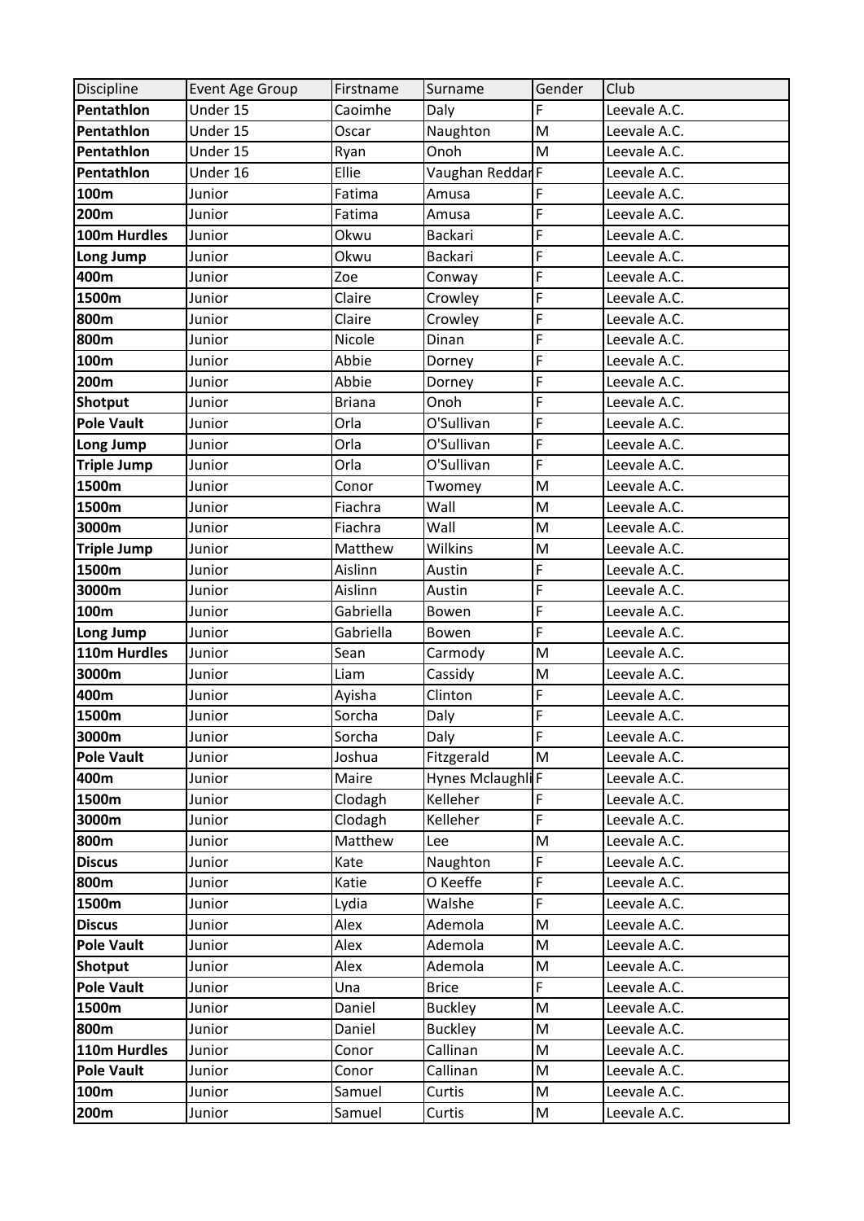| Discipline | Event Age Group | Firstname | Surname | Gender | Club |
|---|---|---|---|---|---|
| **Pentathlon** | Under 15 | Caoimhe | Daly | F | Leevale A.C. |
| **Pentathlon** | Under 15 | Oscar | Naughton | M | Leevale A.C. |
| **Pentathlon** | Under 15 | Ryan | Onoh | M | Leevale A.C. |
| **Pentathlon** | Under 16 | Ellie | Vaughan Reddar | F | Leevale A.C. |
| **100m** | Junior | Fatima | Amusa | F | Leevale A.C. |
| **200m** | Junior | Fatima | Amusa | F | Leevale A.C. |
| **100m Hurdles** | Junior | Okwu | Backari | F | Leevale A.C. |
| **Long Jump** | Junior | Okwu | Backari | F | Leevale A.C. |
| **400m** | Junior | Zoe | Conway | F | Leevale A.C. |
| **1500m** | Junior | Claire | Crowley | F | Leevale A.C. |
| **800m** | Junior | Claire | Crowley | F | Leevale A.C. |
| **800m** | Junior | Nicole | Dinan | F | Leevale A.C. |
| **100m** | Junior | Abbie | Dorney | F | Leevale A.C. |
| **200m** | Junior | Abbie | Dorney | F | Leevale A.C. |
| **Shotput** | Junior | Briana | Onoh | F | Leevale A.C. |
| **Pole Vault** | Junior | Orla | O'Sullivan | F | Leevale A.C. |
| **Long Jump** | Junior | Orla | O'Sullivan | F | Leevale A.C. |
| **Triple Jump** | Junior | Orla | O'Sullivan | F | Leevale A.C. |
| **1500m** | Junior | Conor | Twomey | M | Leevale A.C. |
| **1500m** | Junior | Fiachra | Wall | M | Leevale A.C. |
| **3000m** | Junior | Fiachra | Wall | M | Leevale A.C. |
| **Triple Jump** | Junior | Matthew | Wilkins | M | Leevale A.C. |
| **1500m** | Junior | Aislinn | Austin | F | Leevale A.C. |
| **3000m** | Junior | Aislinn | Austin | F | Leevale A.C. |
| **100m** | Junior | Gabriella | Bowen | F | Leevale A.C. |
| **Long Jump** | Junior | Gabriella | Bowen | F | Leevale A.C. |
| **110m Hurdles** | Junior | Sean | Carmody | M | Leevale A.C. |
| **3000m** | Junior | Liam | Cassidy | M | Leevale A.C. |
| **400m** | Junior | Ayisha | Clinton | F | Leevale A.C. |
| **1500m** | Junior | Sorcha | Daly | F | Leevale A.C. |
| **3000m** | Junior | Sorcha | Daly | F | Leevale A.C. |
| **Pole Vault** | Junior | Joshua | Fitzgerald | M | Leevale A.C. |
| **400m** | Junior | Maire | Hynes Mclaughli | F | Leevale A.C. |
| **1500m** | Junior | Clodagh | Kelleher | F | Leevale A.C. |
| **3000m** | Junior | Clodagh | Kelleher | F | Leevale A.C. |
| **800m** | Junior | Matthew | Lee | M | Leevale A.C. |
| **Discus** | Junior | Kate | Naughton | F | Leevale A.C. |
| **800m** | Junior | Katie | O Keeffe | F | Leevale A.C. |
| **1500m** | Junior | Lydia | Walshe | F | Leevale A.C. |
| **Discus** | Junior | Alex | Ademola | M | Leevale A.C. |
| **Pole Vault** | Junior | Alex | Ademola | M | Leevale A.C. |
| **Shotput** | Junior | Alex | Ademola | M | Leevale A.C. |
| **Pole Vault** | Junior | Una | Brice | F | Leevale A.C. |
| **1500m** | Junior | Daniel | Buckley | M | Leevale A.C. |
| **800m** | Junior | Daniel | Buckley | M | Leevale A.C. |
| **110m Hurdles** | Junior | Conor | Callinan | M | Leevale A.C. |
| **Pole Vault** | Junior | Conor | Callinan | M | Leevale A.C. |
| **100m** | Junior | Samuel | Curtis | M | Leevale A.C. |
| **200m** | Junior | Samuel | Curtis | M | Leevale A.C. |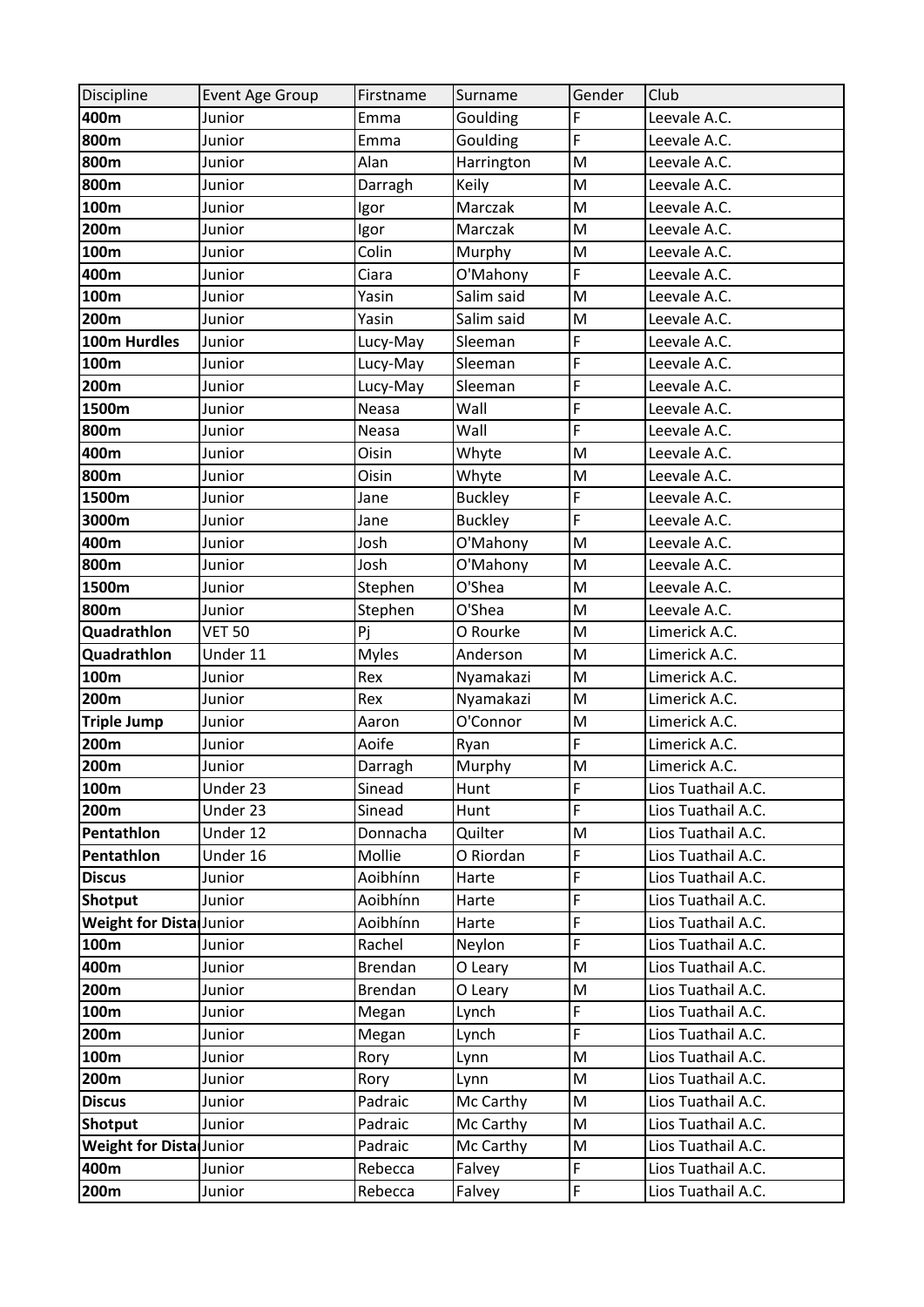| Discipline | Event Age Group | Firstname | Surname | Gender | Club |
|---|---|---|---|---|---|
| **400m** | Junior | Emma | Goulding | F | Leevale A.C. |
| **800m** | Junior | Emma | Goulding | F | Leevale A.C. |
| **800m** | Junior | Alan | Harrington | M | Leevale A.C. |
| **800m** | Junior | Darragh | Keily | M | Leevale A.C. |
| **100m** | Junior | Igor | Marczak | M | Leevale A.C. |
| **200m** | Junior | Igor | Marczak | M | Leevale A.C. |
| **100m** | Junior | Colin | Murphy | M | Leevale A.C. |
| **400m** | Junior | Ciara | O'Mahony | F | Leevale A.C. |
| **100m** | Junior | Yasin | Salim said | M | Leevale A.C. |
| **200m** | Junior | Yasin | Salim said | M | Leevale A.C. |
| **100m Hurdles** | Junior | Lucy-May | Sleeman | F | Leevale A.C. |
| **100m** | Junior | Lucy-May | Sleeman | F | Leevale A.C. |
| **200m** | Junior | Lucy-May | Sleeman | F | Leevale A.C. |
| **1500m** | Junior | Neasa | Wall | F | Leevale A.C. |
| **800m** | Junior | Neasa | Wall | F | Leevale A.C. |
| **400m** | Junior | Oisin | Whyte | M | Leevale A.C. |
| **800m** | Junior | Oisin | Whyte | M | Leevale A.C. |
| **1500m** | Junior | Jane | Buckley | F | Leevale A.C. |
| **3000m** | Junior | Jane | Buckley | F | Leevale A.C. |
| **400m** | Junior | Josh | O'Mahony | M | Leevale A.C. |
| **800m** | Junior | Josh | O'Mahony | M | Leevale A.C. |
| **1500m** | Junior | Stephen | O'Shea | M | Leevale A.C. |
| **800m** | Junior | Stephen | O'Shea | M | Leevale A.C. |
| **Quadrathlon** | VET 50 | Pj | O Rourke | M | Limerick A.C. |
| **Quadrathlon** | Under 11 | Myles | Anderson | M | Limerick A.C. |
| **100m** | Junior | Rex | Nyamakazi | M | Limerick A.C. |
| **200m** | Junior | Rex | Nyamakazi | M | Limerick A.C. |
| **Triple Jump** | Junior | Aaron | O'Connor | M | Limerick A.C. |
| **200m** | Junior | Aoife | Ryan | F | Limerick A.C. |
| **200m** | Junior | Darragh | Murphy | M | Limerick A.C. |
| **100m** | Under 23 | Sinead | Hunt | F | Lios Tuathail A.C. |
| **200m** | Under 23 | Sinead | Hunt | F | Lios Tuathail A.C. |
| **Pentathlon** | Under 12 | Donnacha | Quilter | M | Lios Tuathail A.C. |
| **Pentathlon** | Under 16 | Mollie | O Riordan | F | Lios Tuathail A.C. |
| **Discus** | Junior | Aoibhínn | Harte | F | Lios Tuathail A.C. |
| **Shotput** | Junior | Aoibhínn | Harte | F | Lios Tuathail A.C. |
| **Weight for Dista** | Junior | Aoibhínn | Harte | F | Lios Tuathail A.C. |
| **100m** | Junior | Rachel | Neylon | F | Lios Tuathail A.C. |
| **400m** | Junior | Brendan | O Leary | M | Lios Tuathail A.C. |
| **200m** | Junior | Brendan | O Leary | M | Lios Tuathail A.C. |
| **100m** | Junior | Megan | Lynch | F | Lios Tuathail A.C. |
| **200m** | Junior | Megan | Lynch | F | Lios Tuathail A.C. |
| **100m** | Junior | Rory | Lynn | M | Lios Tuathail A.C. |
| **200m** | Junior | Rory | Lynn | M | Lios Tuathail A.C. |
| **Discus** | Junior | Padraic | Mc Carthy | M | Lios Tuathail A.C. |
| **Shotput** | Junior | Padraic | Mc Carthy | M | Lios Tuathail A.C. |
| **Weight for Dista** | Junior | Padraic | Mc Carthy | M | Lios Tuathail A.C. |
| **400m** | Junior | Rebecca | Falvey | F | Lios Tuathail A.C. |
| **200m** | Junior | Rebecca | Falvey | F | Lios Tuathail A.C. |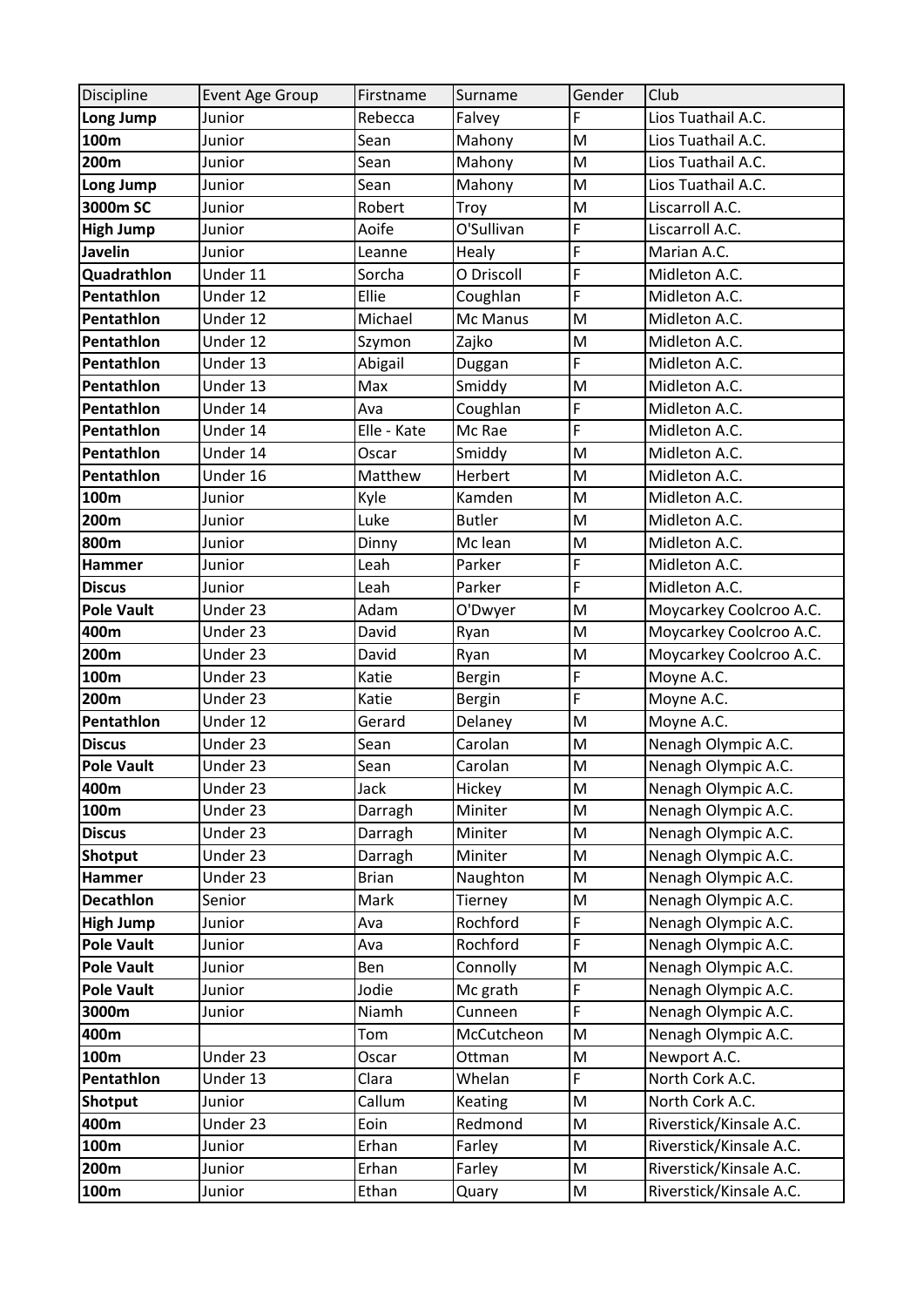| Discipline | Event Age Group | Firstname | Surname | Gender | Club |
|---|---|---|---|---|---|
| **Long Jump** | Junior | Rebecca | Falvey | F | Lios Tuathail A.C. |
| **100m** | Junior | Sean | Mahony | M | Lios Tuathail A.C. |
| **200m** | Junior | Sean | Mahony | M | Lios Tuathail A.C. |
| **Long Jump** | Junior | Sean | Mahony | M | Lios Tuathail A.C. |
| **3000m SC** | Junior | Robert | Troy | M | Liscarroll A.C. |
| **High Jump** | Junior | Aoife | O'Sullivan | F | Liscarroll A.C. |
| **Javelin** | Junior | Leanne | Healy | F | Marian A.C. |
| **Quadrathlon** | Under 11 | Sorcha | O Driscoll | F | Midleton A.C. |
| **Pentathlon** | Under 12 | Ellie | Coughlan | F | Midleton A.C. |
| **Pentathlon** | Under 12 | Michael | Mc Manus | M | Midleton A.C. |
| **Pentathlon** | Under 12 | Szymon | Zajko | M | Midleton A.C. |
| **Pentathlon** | Under 13 | Abigail | Duggan | F | Midleton A.C. |
| **Pentathlon** | Under 13 | Max | Smiddy | M | Midleton A.C. |
| **Pentathlon** | Under 14 | Ava | Coughlan | F | Midleton A.C. |
| **Pentathlon** | Under 14 | Elle - Kate | Mc Rae | F | Midleton A.C. |
| **Pentathlon** | Under 14 | Oscar | Smiddy | M | Midleton A.C. |
| **Pentathlon** | Under 16 | Matthew | Herbert | M | Midleton A.C. |
| **100m** | Junior | Kyle | Kamden | M | Midleton A.C. |
| **200m** | Junior | Luke | Butler | M | Midleton A.C. |
| **800m** | Junior | Dinny | Mc lean | M | Midleton A.C. |
| **Hammer** | Junior | Leah | Parker | F | Midleton A.C. |
| **Discus** | Junior | Leah | Parker | F | Midleton A.C. |
| **Pole Vault** | Under 23 | Adam | O'Dwyer | M | Moycarkey Coolcroo A.C. |
| **400m** | Under 23 | David | Ryan | M | Moycarkey Coolcroo A.C. |
| **200m** | Under 23 | David | Ryan | M | Moycarkey Coolcroo A.C. |
| **100m** | Under 23 | Katie | Bergin | F | Moyne A.C. |
| **200m** | Under 23 | Katie | Bergin | F | Moyne A.C. |
| **Pentathlon** | Under 12 | Gerard | Delaney | M | Moyne A.C. |
| **Discus** | Under 23 | Sean | Carolan | M | Nenagh Olympic A.C. |
| **Pole Vault** | Under 23 | Sean | Carolan | M | Nenagh Olympic A.C. |
| **400m** | Under 23 | Jack | Hickey | M | Nenagh Olympic A.C. |
| **100m** | Under 23 | Darragh | Miniter | M | Nenagh Olympic A.C. |
| **Discus** | Under 23 | Darragh | Miniter | M | Nenagh Olympic A.C. |
| **Shotput** | Under 23 | Darragh | Miniter | M | Nenagh Olympic A.C. |
| **Hammer** | Under 23 | Brian | Naughton | M | Nenagh Olympic A.C. |
| **Decathlon** | Senior | Mark | Tierney | M | Nenagh Olympic A.C. |
| **High Jump** | Junior | Ava | Rochford | F | Nenagh Olympic A.C. |
| **Pole Vault** | Junior | Ava | Rochford | F | Nenagh Olympic A.C. |
| **Pole Vault** | Junior | Ben | Connolly | M | Nenagh Olympic A.C. |
| **Pole Vault** | Junior | Jodie | Mc grath | F | Nenagh Olympic A.C. |
| **3000m** | Junior | Niamh | Cunneen | F | Nenagh Olympic A.C. |
| **400m** | | Tom | McCutcheon | M | Nenagh Olympic A.C. |
| **100m** | Under 23 | Oscar | Ottman | M | Newport A.C. |
| **Pentathlon** | Under 13 | Clara | Whelan | F | North Cork A.C. |
| **Shotput** | Junior | Callum | Keating | M | North Cork A.C. |
| **400m** | Under 23 | Eoin | Redmond | M | Riverstick/Kinsale A.C. |
| **100m** | Junior | Erhan | Farley | M | Riverstick/Kinsale A.C. |
| **200m** | Junior | Erhan | Farley | M | Riverstick/Kinsale A.C. |
| **100m** | Junior | Ethan | Quary | M | Riverstick/Kinsale A.C. |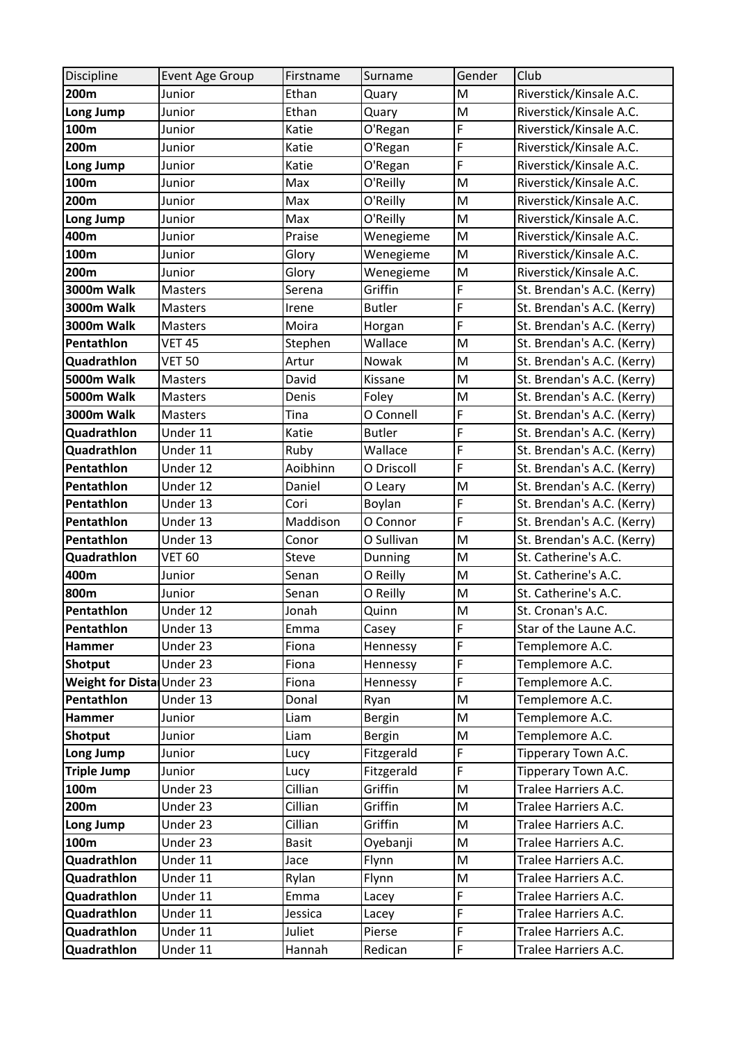| Discipline | Event Age Group | Firstname | Surname | Gender | Club |
|---|---|---|---|---|---|
| **200m** | Junior | Ethan | Quary | M | Riverstick/Kinsale A.C. |
| **Long Jump** | Junior | Ethan | Quary | M | Riverstick/Kinsale A.C. |
| **100m** | Junior | Katie | O'Regan | F | Riverstick/Kinsale A.C. |
| **200m** | Junior | Katie | O'Regan | F | Riverstick/Kinsale A.C. |
| **Long Jump** | Junior | Katie | O'Regan | F | Riverstick/Kinsale A.C. |
| **100m** | Junior | Max | O'Reilly | M | Riverstick/Kinsale A.C. |
| **200m** | Junior | Max | O'Reilly | M | Riverstick/Kinsale A.C. |
| **Long Jump** | Junior | Max | O'Reilly | M | Riverstick/Kinsale A.C. |
| **400m** | Junior | Praise | Wenegieme | M | Riverstick/Kinsale A.C. |
| **100m** | Junior | Glory | Wenegieme | M | Riverstick/Kinsale A.C. |
| **200m** | Junior | Glory | Wenegieme | M | Riverstick/Kinsale A.C. |
| **3000m Walk** | Masters | Serena | Griffin | F | St. Brendan's A.C. (Kerry) |
| **3000m Walk** | Masters | Irene | Butler | F | St. Brendan's A.C. (Kerry) |
| **3000m Walk** | Masters | Moira | Horgan | F | St. Brendan's A.C. (Kerry) |
| **Pentathlon** | VET 45 | Stephen | Wallace | M | St. Brendan's A.C. (Kerry) |
| **Quadrathlon** | VET 50 | Artur | Nowak | M | St. Brendan's A.C. (Kerry) |
| **5000m Walk** | Masters | David | Kissane | M | St. Brendan's A.C. (Kerry) |
| **5000m Walk** | Masters | Denis | Foley | M | St. Brendan's A.C. (Kerry) |
| **3000m Walk** | Masters | Tina | O Connell | F | St. Brendan's A.C. (Kerry) |
| **Quadrathlon** | Under 11 | Katie | Butler | F | St. Brendan's A.C. (Kerry) |
| **Quadrathlon** | Under 11 | Ruby | Wallace | F | St. Brendan's A.C. (Kerry) |
| **Pentathlon** | Under 12 | Aoibhinn | O Driscoll | F | St. Brendan's A.C. (Kerry) |
| **Pentathlon** | Under 12 | Daniel | O Leary | M | St. Brendan's A.C. (Kerry) |
| **Pentathlon** | Under 13 | Cori | Boylan | F | St. Brendan's A.C. (Kerry) |
| **Pentathlon** | Under 13 | Maddison | O Connor | F | St. Brendan's A.C. (Kerry) |
| **Pentathlon** | Under 13 | Conor | O Sullivan | M | St. Brendan's A.C. (Kerry) |
| **Quadrathlon** | VET 60 | Steve | Dunning | M | St. Catherine's A.C. |
| **400m** | Junior | Senan | O Reilly | M | St. Catherine's A.C. |
| **800m** | Junior | Senan | O Reilly | M | St. Catherine's A.C. |
| **Pentathlon** | Under 12 | Jonah | Quinn | M | St. Cronan's A.C. |
| **Pentathlon** | Under 13 | Emma | Casey | F | Star of the Laune A.C. |
| **Hammer** | Under 23 | Fiona | Hennessy | F | Templemore A.C. |
| **Shotput** | Under 23 | Fiona | Hennessy | F | Templemore A.C. |
| **Weight for Dista** | Under 23 | Fiona | Hennessy | F | Templemore A.C. |
| **Pentathlon** | Under 13 | Donal | Ryan | M | Templemore A.C. |
| **Hammer** | Junior | Liam | Bergin | M | Templemore A.C. |
| **Shotput** | Junior | Liam | Bergin | M | Templemore A.C. |
| **Long Jump** | Junior | Lucy | Fitzgerald | F | Tipperary Town A.C. |
| **Triple Jump** | Junior | Lucy | Fitzgerald | F | Tipperary Town A.C. |
| **100m** | Under 23 | Cillian | Griffin | M | Tralee Harriers A.C. |
| **200m** | Under 23 | Cillian | Griffin | M | Tralee Harriers A.C. |
| **Long Jump** | Under 23 | Cillian | Griffin | M | Tralee Harriers A.C. |
| **100m** | Under 23 | Basit | Oyebanji | M | Tralee Harriers A.C. |
| **Quadrathlon** | Under 11 | Jace | Flynn | M | Tralee Harriers A.C. |
| **Quadrathlon** | Under 11 | Rylan | Flynn | M | Tralee Harriers A.C. |
| **Quadrathlon** | Under 11 | Emma | Lacey | F | Tralee Harriers A.C. |
| **Quadrathlon** | Under 11 | Jessica | Lacey | F | Tralee Harriers A.C. |
| **Quadrathlon** | Under 11 | Juliet | Pierse | F | Tralee Harriers A.C. |
| **Quadrathlon** | Under 11 | Hannah | Redican | F | Tralee Harriers A.C. |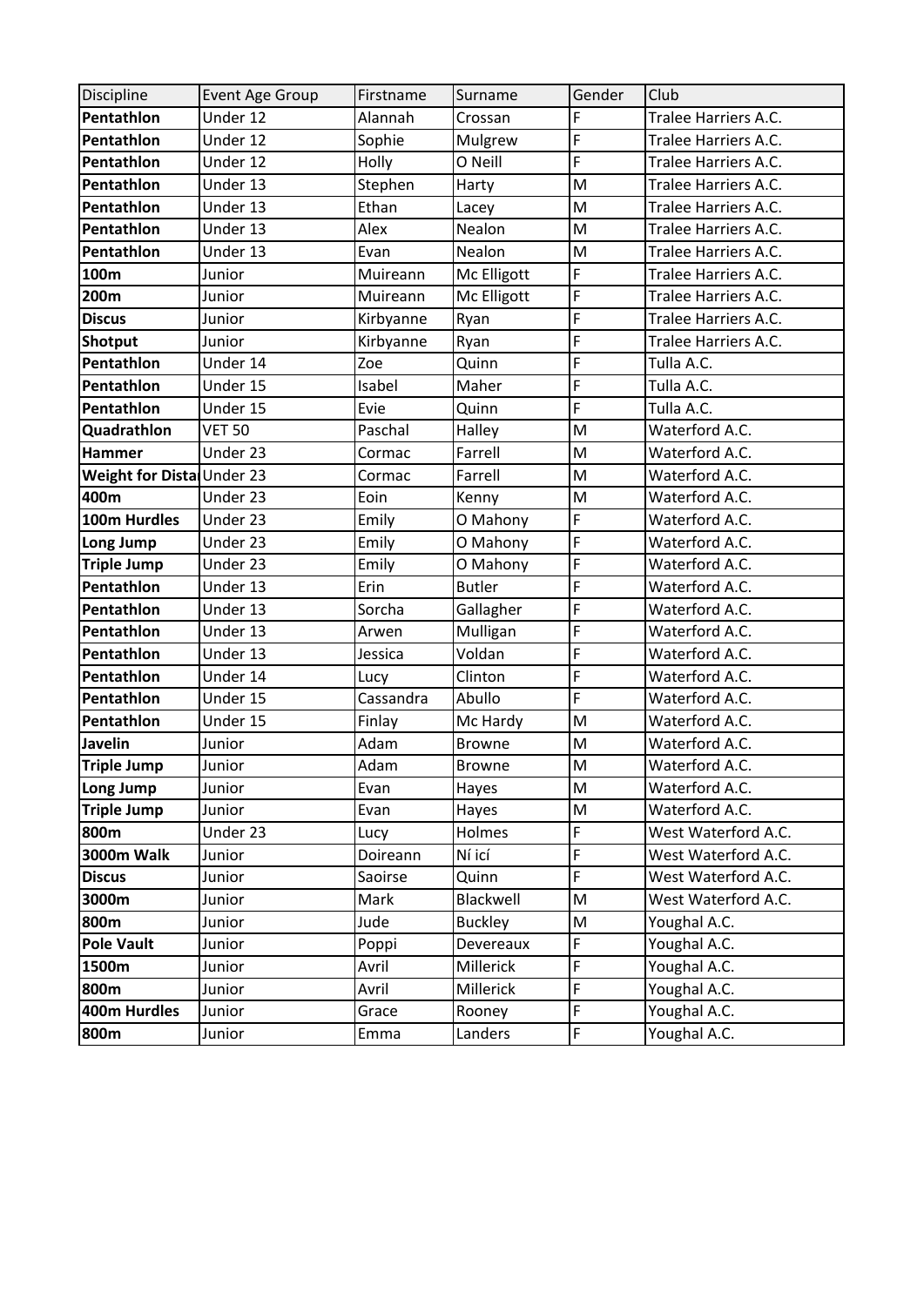| Discipline | Event Age Group | Firstname | Surname | Gender | Club |
|---|---|---|---|---|---|
| **Pentathlon** | Under 12 | Alannah | Crossan | F | Tralee Harriers A.C. |
| **Pentathlon** | Under 12 | Sophie | Mulgrew | F | Tralee Harriers A.C. |
| **Pentathlon** | Under 12 | Holly | O Neill | F | Tralee Harriers A.C. |
| **Pentathlon** | Under 13 | Stephen | Harty | M | Tralee Harriers A.C. |
| **Pentathlon** | Under 13 | Ethan | Lacey | M | Tralee Harriers A.C. |
| **Pentathlon** | Under 13 | Alex | Nealon | M | Tralee Harriers A.C. |
| **Pentathlon** | Under 13 | Evan | Nealon | M | Tralee Harriers A.C. |
| **100m** | Junior | Muireann | Mc Elligott | F | Tralee Harriers A.C. |
| **200m** | Junior | Muireann | Mc Elligott | F | Tralee Harriers A.C. |
| **Discus** | Junior | Kirbyanne | Ryan | F | Tralee Harriers A.C. |
| **Shotput** | Junior | Kirbyanne | Ryan | F | Tralee Harriers A.C. |
| **Pentathlon** | Under 14 | Zoe | Quinn | F | Tulla A.C. |
| **Pentathlon** | Under 15 | Isabel | Maher | F | Tulla A.C. |
| **Pentathlon** | Under 15 | Evie | Quinn | F | Tulla A.C. |
| **Quadrathlon** | VET 50 | Paschal | Halley | M | Waterford A.C. |
| **Hammer** | Under 23 | Cormac | Farrell | M | Waterford A.C. |
| **Weight for Dista** | Under 23 | Cormac | Farrell | M | Waterford A.C. |
| **400m** | Under 23 | Eoin | Kenny | M | Waterford A.C. |
| **100m Hurdles** | Under 23 | Emily | O Mahony | F | Waterford A.C. |
| **Long Jump** | Under 23 | Emily | O Mahony | F | Waterford A.C. |
| **Triple Jump** | Under 23 | Emily | O Mahony | F | Waterford A.C. |
| **Pentathlon** | Under 13 | Erin | Butler | F | Waterford A.C. |
| **Pentathlon** | Under 13 | Sorcha | Gallagher | F | Waterford A.C. |
| **Pentathlon** | Under 13 | Arwen | Mulligan | F | Waterford A.C. |
| **Pentathlon** | Under 13 | Jessica | Voldan | F | Waterford A.C. |
| **Pentathlon** | Under 14 | Lucy | Clinton | F | Waterford A.C. |
| **Pentathlon** | Under 15 | Cassandra | Abullo | F | Waterford A.C. |
| **Pentathlon** | Under 15 | Finlay | Mc Hardy | M | Waterford A.C. |
| **Javelin** | Junior | Adam | Browne | M | Waterford A.C. |
| **Triple Jump** | Junior | Adam | Browne | M | Waterford A.C. |
| **Long Jump** | Junior | Evan | Hayes | M | Waterford A.C. |
| **Triple Jump** | Junior | Evan | Hayes | M | Waterford A.C. |
| **800m** | Under 23 | Lucy | Holmes | F | West Waterford A.C. |
| **3000m Walk** | Junior | Doireann | Ní icí | F | West Waterford A.C. |
| **Discus** | Junior | Saoirse | Quinn | F | West Waterford A.C. |
| **3000m** | Junior | Mark | Blackwell | M | West Waterford A.C. |
| **800m** | Junior | Jude | Buckley | M | Youghal A.C. |
| **Pole Vault** | Junior | Poppi | Devereaux | F | Youghal A.C. |
| **1500m** | Junior | Avril | Millerick | F | Youghal A.C. |
| **800m** | Junior | Avril | Millerick | F | Youghal A.C. |
| **400m Hurdles** | Junior | Grace | Rooney | F | Youghal A.C. |
| **800m** | Junior | Emma | Landers | F | Youghal A.C. |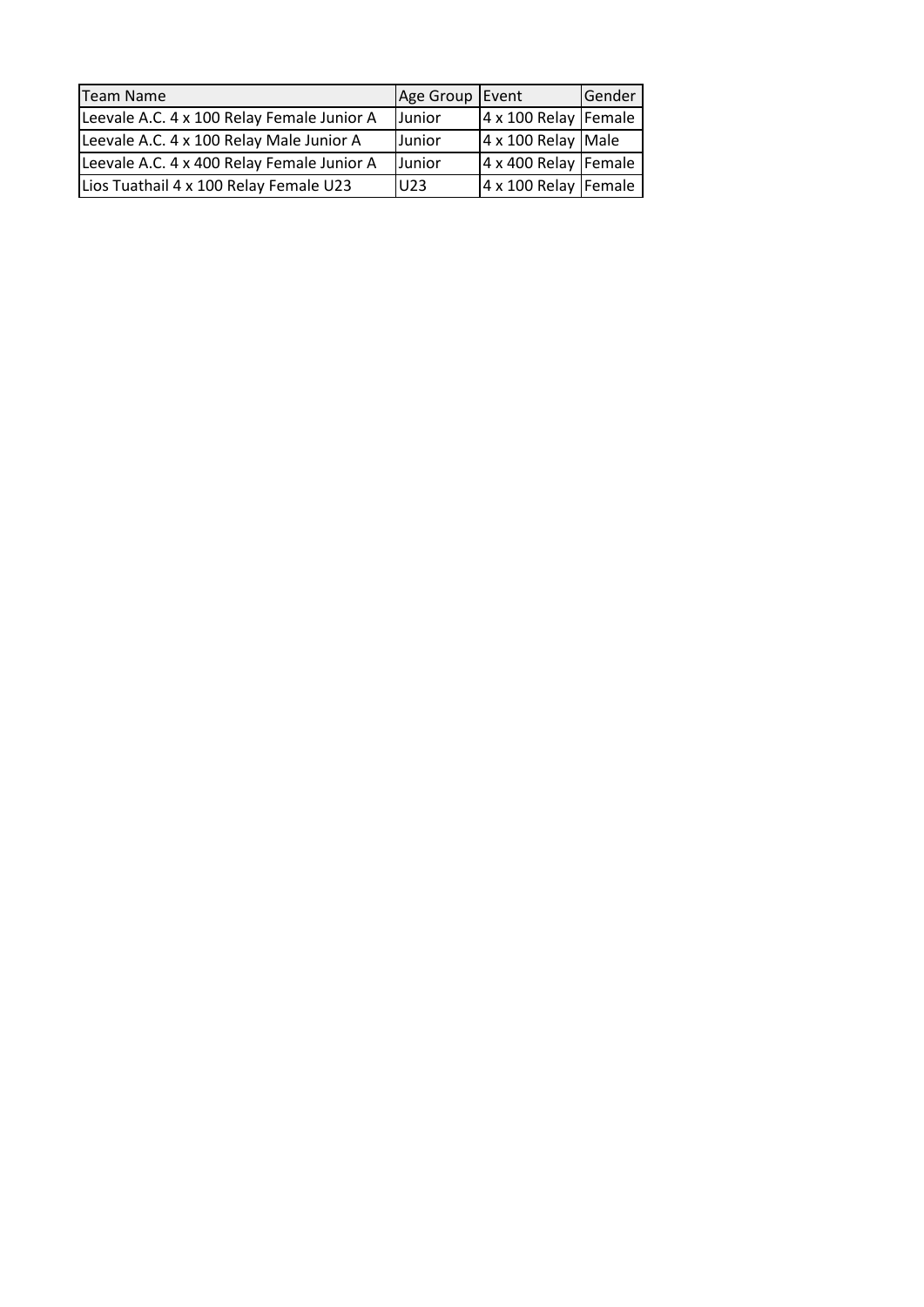| Team Name | Age Group | Event | Gender |
|---|---|---|---|
| Leevale A.C. 4 x 100 Relay Female Junior A | Junior | 4 x 100 Relay | Female |
| Leevale A.C. 4 x 100 Relay Male Junior A | Junior | 4 x 100 Relay | Male |
| Leevale A.C. 4 x 400 Relay Female Junior A | Junior | 4 x 400 Relay | Female |
| Lios Tuathail 4 x 100 Relay Female U23 | U23 | 4 x 100 Relay | Female |